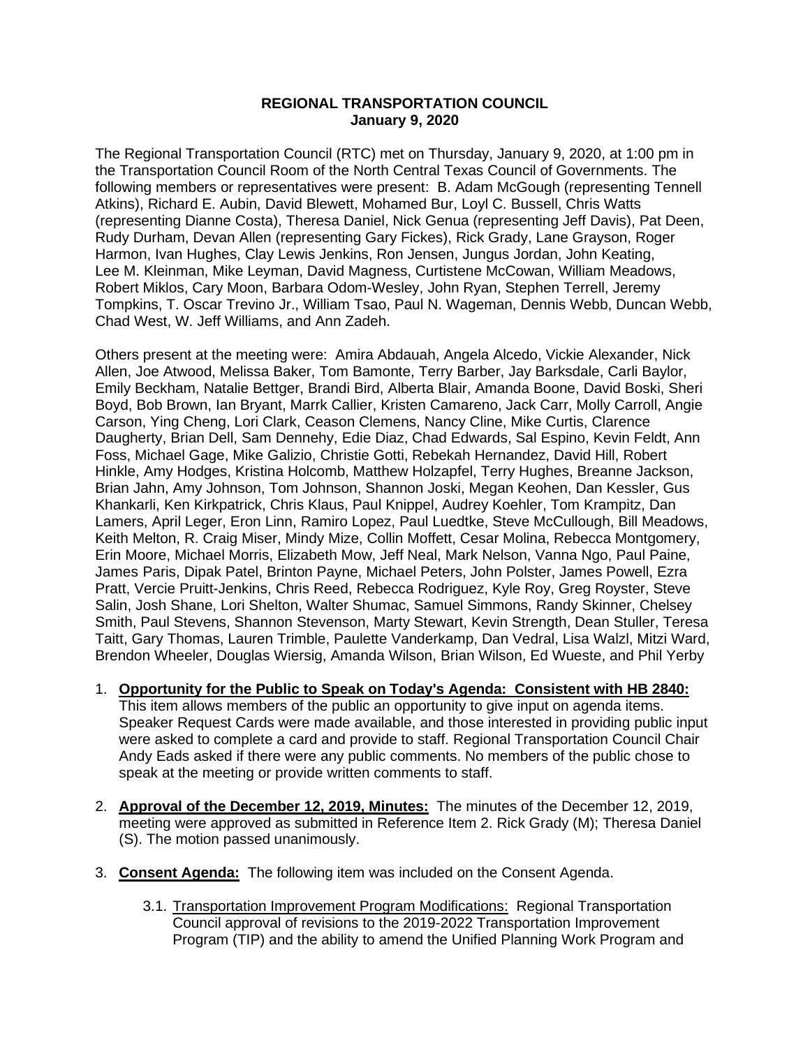**REGIONAL TRANSPORTATION COUNCIL**
**January 9, 2020**

The Regional Transportation Council (RTC) met on Thursday, January 9, 2020, at 1:00 pm in the Transportation Council Room of the North Central Texas Council of Governments. The following members or representatives were present: B. Adam McGough (representing Tennell Atkins), Richard E. Aubin, David Blewett, Mohamed Bur, Loyl C. Bussell, Chris Watts (representing Dianne Costa), Theresa Daniel, Nick Genua (representing Jeff Davis), Pat Deen, Rudy Durham, Devan Allen (representing Gary Fickes), Rick Grady, Lane Grayson, Roger Harmon, Ivan Hughes, Clay Lewis Jenkins, Ron Jensen, Jungus Jordan, John Keating, Lee M. Kleinman, Mike Leyman, David Magness, Curtistene McCowan, William Meadows, Robert Miklos, Cary Moon, Barbara Odom-Wesley, John Ryan, Stephen Terrell, Jeremy Tompkins, T. Oscar Trevino Jr., William Tsao, Paul N. Wageman, Dennis Webb, Duncan Webb, Chad West, W. Jeff Williams, and Ann Zadeh.

Others present at the meeting were: Amira Abdauah, Angela Alcedo, Vickie Alexander, Nick Allen, Joe Atwood, Melissa Baker, Tom Bamonte, Terry Barber, Jay Barksdale, Carli Baylor, Emily Beckham, Natalie Bettger, Brandi Bird, Alberta Blair, Amanda Boone, David Boski, Sheri Boyd, Bob Brown, Ian Bryant, Marrk Callier, Kristen Camareno, Jack Carr, Molly Carroll, Angie Carson, Ying Cheng, Lori Clark, Ceason Clemens, Nancy Cline, Mike Curtis, Clarence Daugherty, Brian Dell, Sam Dennehy, Edie Diaz, Chad Edwards, Sal Espino, Kevin Feldt, Ann Foss, Michael Gage, Mike Galizio, Christie Gotti, Rebekah Hernandez, David Hill, Robert Hinkle, Amy Hodges, Kristina Holcomb, Matthew Holzapfel, Terry Hughes, Breanne Jackson, Brian Jahn, Amy Johnson, Tom Johnson, Shannon Joski, Megan Keohen, Dan Kessler, Gus Khankarli, Ken Kirkpatrick, Chris Klaus, Paul Knippel, Audrey Koehler, Tom Krampitz, Dan Lamers, April Leger, Eron Linn, Ramiro Lopez, Paul Luedtke, Steve McCullough, Bill Meadows, Keith Melton, R. Craig Miser, Mindy Mize, Collin Moffett, Cesar Molina, Rebecca Montgomery, Erin Moore, Michael Morris, Elizabeth Mow, Jeff Neal, Mark Nelson, Vanna Ngo, Paul Paine, James Paris, Dipak Patel, Brinton Payne, Michael Peters, John Polster, James Powell, Ezra Pratt, Vercie Pruitt-Jenkins, Chris Reed, Rebecca Rodriguez, Kyle Roy, Greg Royster, Steve Salin, Josh Shane, Lori Shelton, Walter Shumac, Samuel Simmons, Randy Skinner, Chelsey Smith, Paul Stevens, Shannon Stevenson, Marty Stewart, Kevin Strength, Dean Stuller, Teresa Taitt, Gary Thomas, Lauren Trimble, Paulette Vanderkamp, Dan Vedral, Lisa Walzl, Mitzi Ward, Brendon Wheeler, Douglas Wiersig, Amanda Wilson, Brian Wilson, Ed Wueste, and Phil Yerby

1. **Opportunity for the Public to Speak on Today's Agenda: Consistent with HB 2840:** This item allows members of the public an opportunity to give input on agenda items. Speaker Request Cards were made available, and those interested in providing public input were asked to complete a card and provide to staff. Regional Transportation Council Chair Andy Eads asked if there were any public comments. No members of the public chose to speak at the meeting or provide written comments to staff.

2. **Approval of the December 12, 2019, Minutes:** The minutes of the December 12, 2019, meeting were approved as submitted in Reference Item 2. Rick Grady (M); Theresa Daniel (S). The motion passed unanimously.

3. **Consent Agenda:** The following item was included on the Consent Agenda.

   3.1. Transportation Improvement Program Modifications: Regional Transportation Council approval of revisions to the 2019-2022 Transportation Improvement Program (TIP) and the ability to amend the Unified Planning Work Program and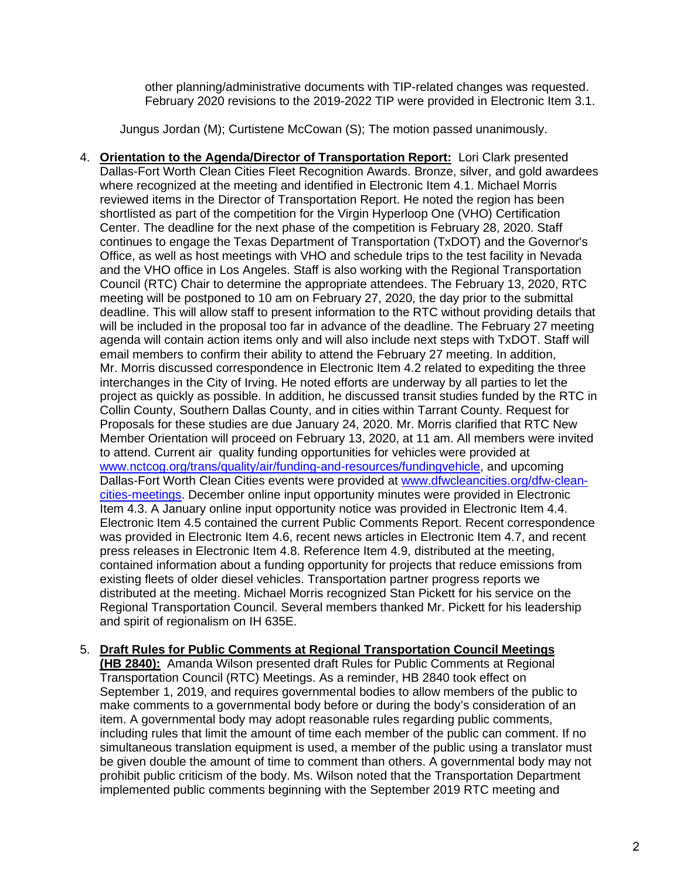other planning/administrative documents with TIP-related changes was requested. February 2020 revisions to the 2019-2022 TIP were provided in Electronic Item 3.1.

Jungus Jordan (M); Curtistene McCowan (S); The motion passed unanimously.

4. **Orientation to the Agenda/Director of Transportation Report:** Lori Clark presented Dallas-Fort Worth Clean Cities Fleet Recognition Awards. Bronze, silver, and gold awardees where recognized at the meeting and identified in Electronic Item 4.1. Michael Morris reviewed items in the Director of Transportation Report. He noted the region has been shortlisted as part of the competition for the Virgin Hyperloop One (VHO) Certification Center. The deadline for the next phase of the competition is February 28, 2020. Staff continues to engage the Texas Department of Transportation (TxDOT) and the Governor's Office, as well as host meetings with VHO and schedule trips to the test facility in Nevada and the VHO office in Los Angeles. Staff is also working with the Regional Transportation Council (RTC) Chair to determine the appropriate attendees. The February 13, 2020, RTC meeting will be postponed to 10 am on February 27, 2020, the day prior to the submittal deadline. This will allow staff to present information to the RTC without providing details that will be included in the proposal too far in advance of the deadline. The February 27 meeting agenda will contain action items only and will also include next steps with TxDOT. Staff will email members to confirm their ability to attend the February 27 meeting. In addition, Mr. Morris discussed correspondence in Electronic Item 4.2 related to expediting the three interchanges in the City of Irving. He noted efforts are underway by all parties to let the project as quickly as possible. In addition, he discussed transit studies funded by the RTC in Collin County, Southern Dallas County, and in cities within Tarrant County. Request for Proposals for these studies are due January 24, 2020. Mr. Morris clarified that RTC New Member Orientation will proceed on February 13, 2020, at 11 am. All members were invited to attend. Current air quality funding opportunities for vehicles were provided at [www.nctcog.org/trans/quality/air/funding-and-resources/fundingvehicle](www.nctcog.org/trans/quality/air/funding-and-resources/fundingvehicle), and upcoming Dallas-Fort Worth Clean Cities events were provided at [www.dfwcleancities.org/dfw-clean-cities-meetings](www.dfwcleancities.org/dfw-clean-cities-meetings). December online input opportunity minutes were provided in Electronic Item 4.3. A January online input opportunity notice was provided in Electronic Item 4.4. Electronic Item 4.5 contained the current Public Comments Report. Recent correspondence was provided in Electronic Item 4.6, recent news articles in Electronic Item 4.7, and recent press releases in Electronic Item 4.8. Reference Item 4.9, distributed at the meeting, contained information about a funding opportunity for projects that reduce emissions from existing fleets of older diesel vehicles. Transportation partner progress reports we distributed at the meeting. Michael Morris recognized Stan Pickett for his service on the Regional Transportation Council. Several members thanked Mr. Pickett for his leadership and spirit of regionalism on IH 635E.

5. **Draft Rules for Public Comments at Regional Transportation Council Meetings (HB 2840):** Amanda Wilson presented draft Rules for Public Comments at Regional Transportation Council (RTC) Meetings. As a reminder, HB 2840 took effect on September 1, 2019, and requires governmental bodies to allow members of the public to make comments to a governmental body before or during the body's consideration of an item. A governmental body may adopt reasonable rules regarding public comments, including rules that limit the amount of time each member of the public can comment. If no simultaneous translation equipment is used, a member of the public using a translator must be given double the amount of time to comment than others. A governmental body may not prohibit public criticism of the body. Ms. Wilson noted that the Transportation Department implemented public comments beginning with the September 2019 RTC meeting and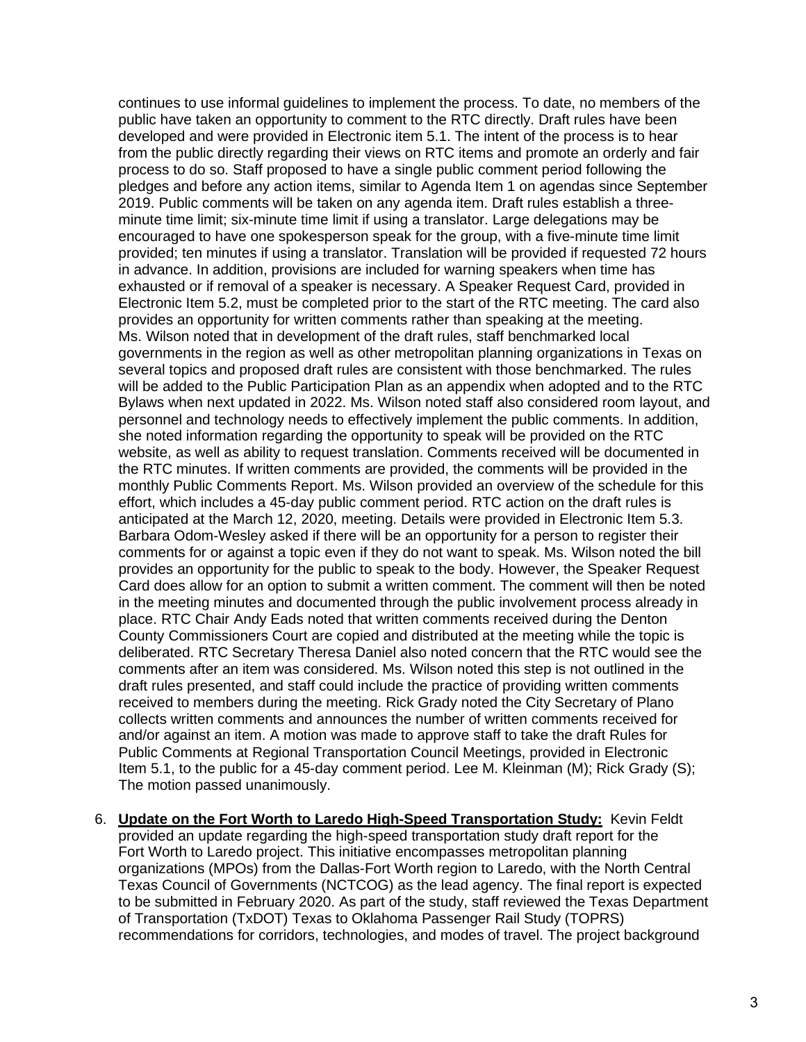continues to use informal guidelines to implement the process. To date, no members of the public have taken an opportunity to comment to the RTC directly. Draft rules have been developed and were provided in Electronic item 5.1. The intent of the process is to hear from the public directly regarding their views on RTC items and promote an orderly and fair process to do so. Staff proposed to have a single public comment period following the pledges and before any action items, similar to Agenda Item 1 on agendas since September 2019. Public comments will be taken on any agenda item. Draft rules establish a three-minute time limit; six-minute time limit if using a translator. Large delegations may be encouraged to have one spokesperson speak for the group, with a five-minute time limit provided; ten minutes if using a translator. Translation will be provided if requested 72 hours in advance. In addition, provisions are included for warning speakers when time has exhausted or if removal of a speaker is necessary. A Speaker Request Card, provided in Electronic Item 5.2, must be completed prior to the start of the RTC meeting. The card also provides an opportunity for written comments rather than speaking at the meeting. Ms. Wilson noted that in development of the draft rules, staff benchmarked local governments in the region as well as other metropolitan planning organizations in Texas on several topics and proposed draft rules are consistent with those benchmarked. The rules will be added to the Public Participation Plan as an appendix when adopted and to the RTC Bylaws when next updated in 2022. Ms. Wilson noted staff also considered room layout, and personnel and technology needs to effectively implement the public comments. In addition, she noted information regarding the opportunity to speak will be provided on the RTC website, as well as ability to request translation. Comments received will be documented in the RTC minutes. If written comments are provided, the comments will be provided in the monthly Public Comments Report. Ms. Wilson provided an overview of the schedule for this effort, which includes a 45-day public comment period. RTC action on the draft rules is anticipated at the March 12, 2020, meeting. Details were provided in Electronic Item 5.3. Barbara Odom-Wesley asked if there will be an opportunity for a person to register their comments for or against a topic even if they do not want to speak. Ms. Wilson noted the bill provides an opportunity for the public to speak to the body. However, the Speaker Request Card does allow for an option to submit a written comment. The comment will then be noted in the meeting minutes and documented through the public involvement process already in place. RTC Chair Andy Eads noted that written comments received during the Denton County Commissioners Court are copied and distributed at the meeting while the topic is deliberated. RTC Secretary Theresa Daniel also noted concern that the RTC would see the comments after an item was considered. Ms. Wilson noted this step is not outlined in the draft rules presented, and staff could include the practice of providing written comments received to members during the meeting. Rick Grady noted the City Secretary of Plano collects written comments and announces the number of written comments received for and/or against an item. A motion was made to approve staff to take the draft Rules for Public Comments at Regional Transportation Council Meetings, provided in Electronic Item 5.1, to the public for a 45-day comment period. Lee M. Kleinman (M); Rick Grady (S); The motion passed unanimously.

6. **Update on the Fort Worth to Laredo High-Speed Transportation Study:** Kevin Feldt provided an update regarding the high-speed transportation study draft report for the Fort Worth to Laredo project. This initiative encompasses metropolitan planning organizations (MPOs) from the Dallas-Fort Worth region to Laredo, with the North Central Texas Council of Governments (NCTCOG) as the lead agency. The final report is expected to be submitted in February 2020. As part of the study, staff reviewed the Texas Department of Transportation (TxDOT) Texas to Oklahoma Passenger Rail Study (TOPRS) recommendations for corridors, technologies, and modes of travel. The project background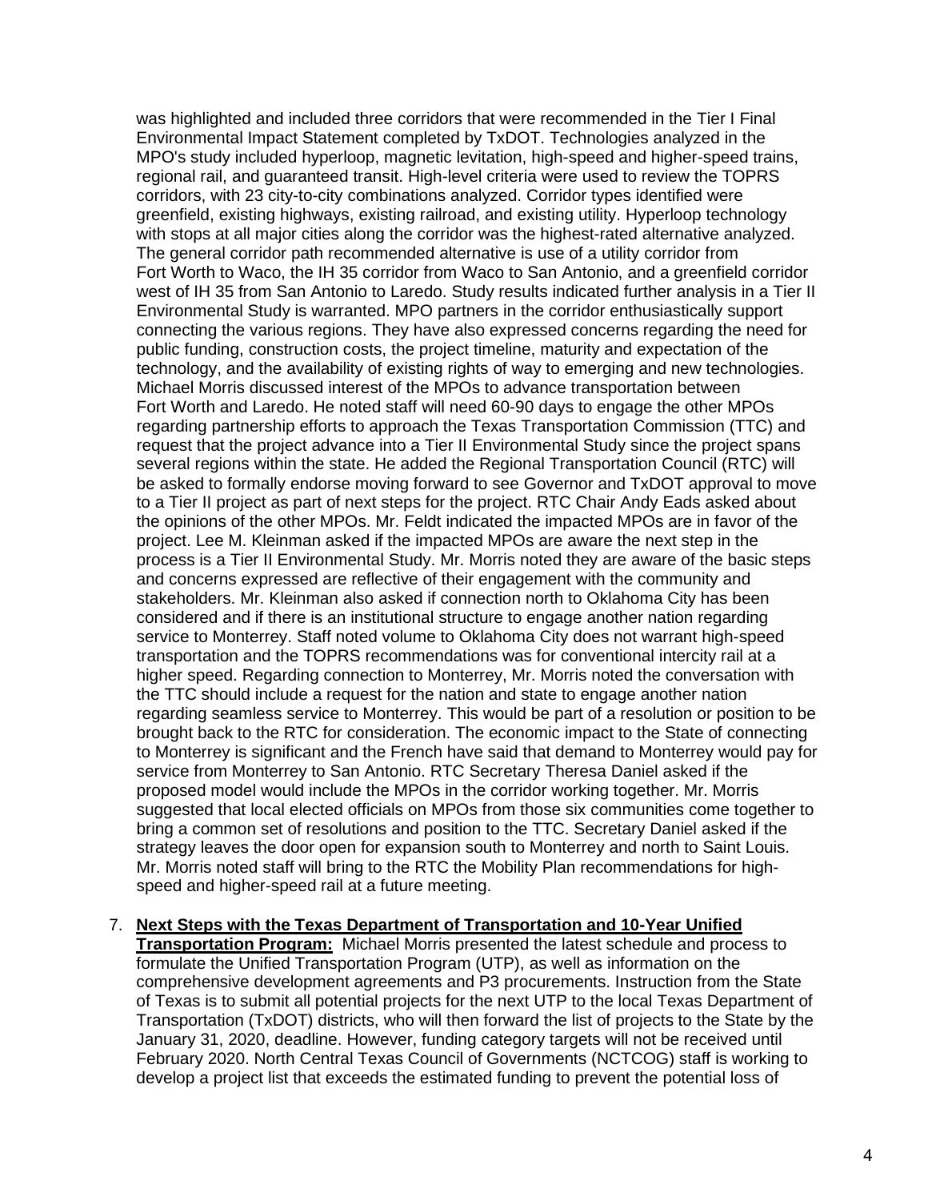was highlighted and included three corridors that were recommended in the Tier I Final Environmental Impact Statement completed by TxDOT. Technologies analyzed in the MPO's study included hyperloop, magnetic levitation, high-speed and higher-speed trains, regional rail, and guaranteed transit. High-level criteria were used to review the TOPRS corridors, with 23 city-to-city combinations analyzed. Corridor types identified were greenfield, existing highways, existing railroad, and existing utility. Hyperloop technology with stops at all major cities along the corridor was the highest-rated alternative analyzed. The general corridor path recommended alternative is use of a utility corridor from Fort Worth to Waco, the IH 35 corridor from Waco to San Antonio, and a greenfield corridor west of IH 35 from San Antonio to Laredo. Study results indicated further analysis in a Tier II Environmental Study is warranted. MPO partners in the corridor enthusiastically support connecting the various regions. They have also expressed concerns regarding the need for public funding, construction costs, the project timeline, maturity and expectation of the technology, and the availability of existing rights of way to emerging and new technologies. Michael Morris discussed interest of the MPOs to advance transportation between Fort Worth and Laredo. He noted staff will need 60-90 days to engage the other MPOs regarding partnership efforts to approach the Texas Transportation Commission (TTC) and request that the project advance into a Tier II Environmental Study since the project spans several regions within the state. He added the Regional Transportation Council (RTC) will be asked to formally endorse moving forward to see Governor and TxDOT approval to move to a Tier II project as part of next steps for the project. RTC Chair Andy Eads asked about the opinions of the other MPOs. Mr. Feldt indicated the impacted MPOs are in favor of the project. Lee M. Kleinman asked if the impacted MPOs are aware the next step in the process is a Tier II Environmental Study. Mr. Morris noted they are aware of the basic steps and concerns expressed are reflective of their engagement with the community and stakeholders. Mr. Kleinman also asked if connection north to Oklahoma City has been considered and if there is an institutional structure to engage another nation regarding service to Monterrey. Staff noted volume to Oklahoma City does not warrant high-speed transportation and the TOPRS recommendations was for conventional intercity rail at a higher speed. Regarding connection to Monterrey, Mr. Morris noted the conversation with the TTC should include a request for the nation and state to engage another nation regarding seamless service to Monterrey. This would be part of a resolution or position to be brought back to the RTC for consideration. The economic impact to the State of connecting to Monterrey is significant and the French have said that demand to Monterrey would pay for service from Monterrey to San Antonio. RTC Secretary Theresa Daniel asked if the proposed model would include the MPOs in the corridor working together. Mr. Morris suggested that local elected officials on MPOs from those six communities come together to bring a common set of resolutions and position to the TTC. Secretary Daniel asked if the strategy leaves the door open for expansion south to Monterrey and north to Saint Louis. Mr. Morris noted staff will bring to the RTC the Mobility Plan recommendations for high-speed and higher-speed rail at a future meeting.

7. **Next Steps with the Texas Department of Transportation and 10-Year Unified Transportation Program:** Michael Morris presented the latest schedule and process to formulate the Unified Transportation Program (UTP), as well as information on the comprehensive development agreements and P3 procurements. Instruction from the State of Texas is to submit all potential projects for the next UTP to the local Texas Department of Transportation (TxDOT) districts, who will then forward the list of projects to the State by the January 31, 2020, deadline. However, funding category targets will not be received until February 2020. North Central Texas Council of Governments (NCTCOG) staff is working to develop a project list that exceeds the estimated funding to prevent the potential loss of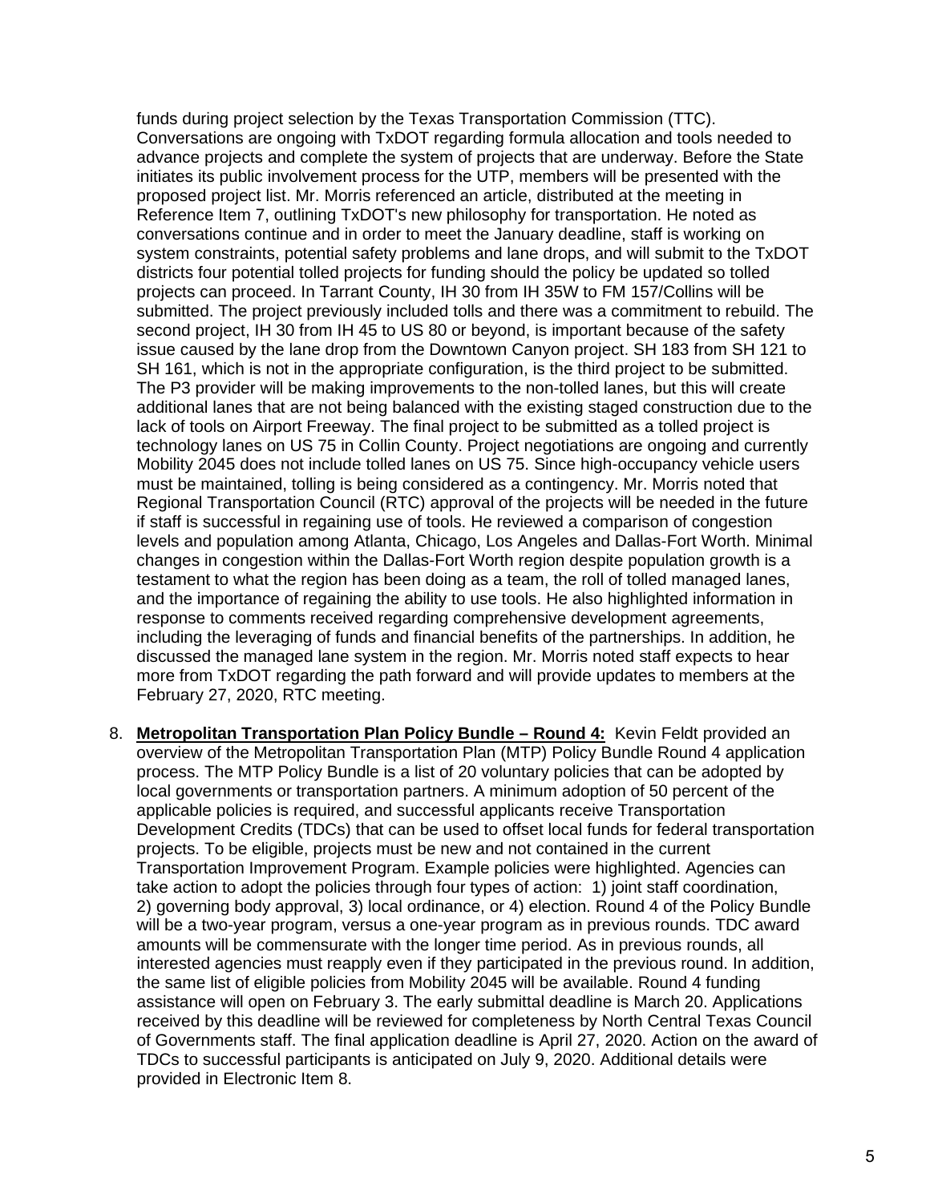funds during project selection by the Texas Transportation Commission (TTC). Conversations are ongoing with TxDOT regarding formula allocation and tools needed to advance projects and complete the system of projects that are underway. Before the State initiates its public involvement process for the UTP, members will be presented with the proposed project list. Mr. Morris referenced an article, distributed at the meeting in Reference Item 7, outlining TxDOT's new philosophy for transportation. He noted as conversations continue and in order to meet the January deadline, staff is working on system constraints, potential safety problems and lane drops, and will submit to the TxDOT districts four potential tolled projects for funding should the policy be updated so tolled projects can proceed. In Tarrant County, IH 30 from IH 35W to FM 157/Collins will be submitted. The project previously included tolls and there was a commitment to rebuild. The second project, IH 30 from IH 45 to US 80 or beyond, is important because of the safety issue caused by the lane drop from the Downtown Canyon project. SH 183 from SH 121 to SH 161, which is not in the appropriate configuration, is the third project to be submitted. The P3 provider will be making improvements to the non-tolled lanes, but this will create additional lanes that are not being balanced with the existing staged construction due to the lack of tools on Airport Freeway. The final project to be submitted as a tolled project is technology lanes on US 75 in Collin County. Project negotiations are ongoing and currently Mobility 2045 does not include tolled lanes on US 75. Since high-occupancy vehicle users must be maintained, tolling is being considered as a contingency. Mr. Morris noted that Regional Transportation Council (RTC) approval of the projects will be needed in the future if staff is successful in regaining use of tools. He reviewed a comparison of congestion levels and population among Atlanta, Chicago, Los Angeles and Dallas-Fort Worth. Minimal changes in congestion within the Dallas-Fort Worth region despite population growth is a testament to what the region has been doing as a team, the roll of tolled managed lanes, and the importance of regaining the ability to use tools. He also highlighted information in response to comments received regarding comprehensive development agreements, including the leveraging of funds and financial benefits of the partnerships. In addition, he discussed the managed lane system in the region. Mr. Morris noted staff expects to hear more from TxDOT regarding the path forward and will provide updates to members at the February 27, 2020, RTC meeting.

8. **Metropolitan Transportation Plan Policy Bundle – Round 4:** Kevin Feldt provided an overview of the Metropolitan Transportation Plan (MTP) Policy Bundle Round 4 application process. The MTP Policy Bundle is a list of 20 voluntary policies that can be adopted by local governments or transportation partners. A minimum adoption of 50 percent of the applicable policies is required, and successful applicants receive Transportation Development Credits (TDCs) that can be used to offset local funds for federal transportation projects. To be eligible, projects must be new and not contained in the current Transportation Improvement Program. Example policies were highlighted. Agencies can take action to adopt the policies through four types of action: 1) joint staff coordination, 2) governing body approval, 3) local ordinance, or 4) election. Round 4 of the Policy Bundle will be a two-year program, versus a one-year program as in previous rounds. TDC award amounts will be commensurate with the longer time period. As in previous rounds, all interested agencies must reapply even if they participated in the previous round. In addition, the same list of eligible policies from Mobility 2045 will be available. Round 4 funding assistance will open on February 3. The early submittal deadline is March 20. Applications received by this deadline will be reviewed for completeness by North Central Texas Council of Governments staff. The final application deadline is April 27, 2020. Action on the award of TDCs to successful participants is anticipated on July 9, 2020. Additional details were provided in Electronic Item 8.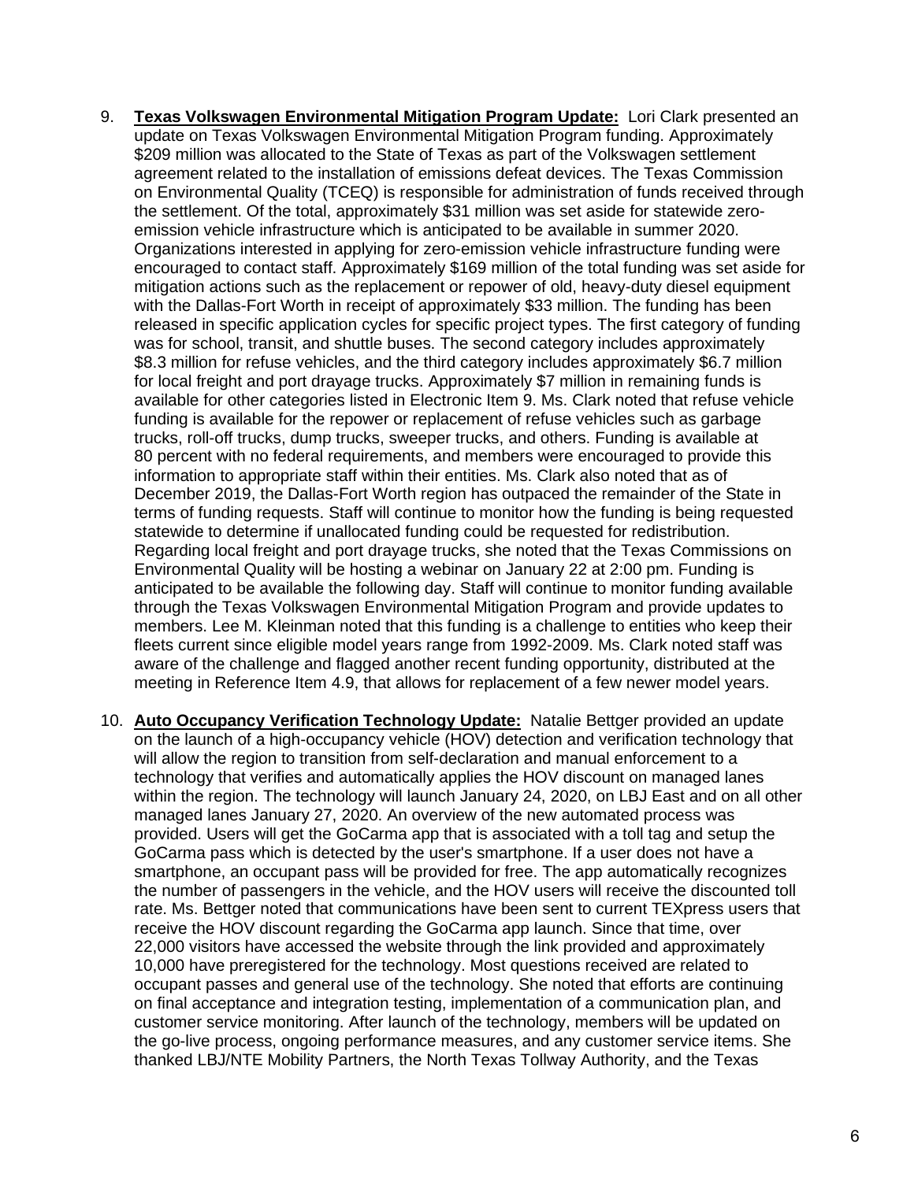9. **Texas Volkswagen Environmental Mitigation Program Update:** Lori Clark presented an update on Texas Volkswagen Environmental Mitigation Program funding. Approximately $209 million was allocated to the State of Texas as part of the Volkswagen settlement agreement related to the installation of emissions defeat devices. The Texas Commission on Environmental Quality (TCEQ) is responsible for administration of funds received through the settlement. Of the total, approximately $31 million was set aside for statewide zero-emission vehicle infrastructure which is anticipated to be available in summer 2020. Organizations interested in applying for zero-emission vehicle infrastructure funding were encouraged to contact staff. Approximately $169 million of the total funding was set aside for mitigation actions such as the replacement or repower of old, heavy-duty diesel equipment with the Dallas-Fort Worth in receipt of approximately $33 million. The funding has been released in specific application cycles for specific project types. The first category of funding was for school, transit, and shuttle buses. The second category includes approximately $8.3 million for refuse vehicles, and the third category includes approximately $6.7 million for local freight and port drayage trucks. Approximately $7 million in remaining funds is available for other categories listed in Electronic Item 9. Ms. Clark noted that refuse vehicle funding is available for the repower or replacement of refuse vehicles such as garbage trucks, roll-off trucks, dump trucks, sweeper trucks, and others. Funding is available at 80 percent with no federal requirements, and members were encouraged to provide this information to appropriate staff within their entities. Ms. Clark also noted that as of December 2019, the Dallas-Fort Worth region has outpaced the remainder of the State in terms of funding requests. Staff will continue to monitor how the funding is being requested statewide to determine if unallocated funding could be requested for redistribution. Regarding local freight and port drayage trucks, she noted that the Texas Commissions on Environmental Quality will be hosting a webinar on January 22 at 2:00 pm. Funding is anticipated to be available the following day. Staff will continue to monitor funding available through the Texas Volkswagen Environmental Mitigation Program and provide updates to members. Lee M. Kleinman noted that this funding is a challenge to entities who keep their fleets current since eligible model years range from 1992-2009. Ms. Clark noted staff was aware of the challenge and flagged another recent funding opportunity, distributed at the meeting in Reference Item 4.9, that allows for replacement of a few newer model years.

10. **Auto Occupancy Verification Technology Update:** Natalie Bettger provided an update on the launch of a high-occupancy vehicle (HOV) detection and verification technology that will allow the region to transition from self-declaration and manual enforcement to a technology that verifies and automatically applies the HOV discount on managed lanes within the region. The technology will launch January 24, 2020, on LBJ East and on all other managed lanes January 27, 2020. An overview of the new automated process was provided. Users will get the GoCarma app that is associated with a toll tag and setup the GoCarma pass which is detected by the user's smartphone. If a user does not have a smartphone, an occupant pass will be provided for free. The app automatically recognizes the number of passengers in the vehicle, and the HOV users will receive the discounted toll rate. Ms. Bettger noted that communications have been sent to current TEXpress users that receive the HOV discount regarding the GoCarma app launch. Since that time, over 22,000 visitors have accessed the website through the link provided and approximately 10,000 have preregistered for the technology. Most questions received are related to occupant passes and general use of the technology. She noted that efforts are continuing on final acceptance and integration testing, implementation of a communication plan, and customer service monitoring. After launch of the technology, members will be updated on the go-live process, ongoing performance measures, and any customer service items. She thanked LBJ/NTE Mobility Partners, the North Texas Tollway Authority, and the Texas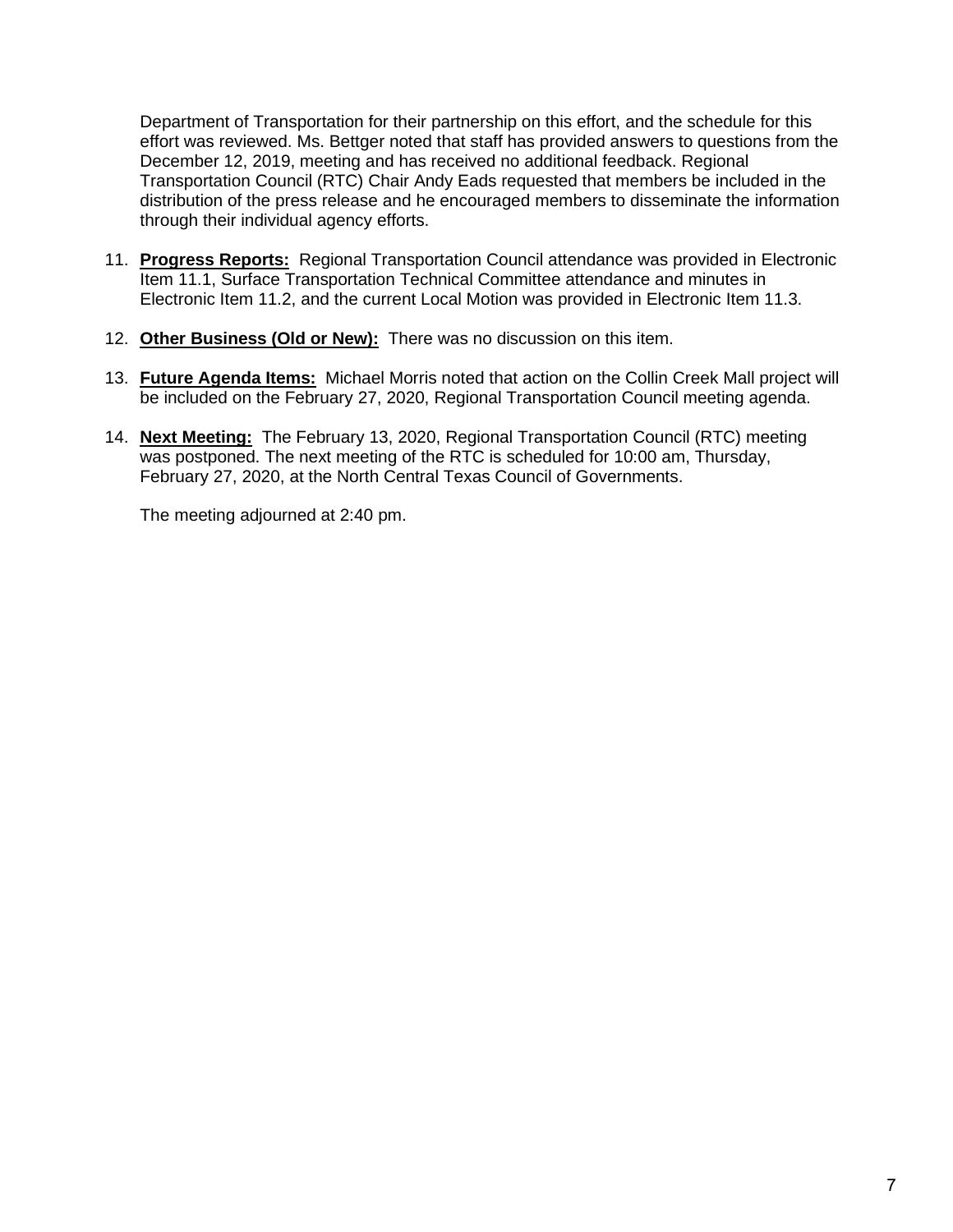Department of Transportation for their partnership on this effort, and the schedule for this effort was reviewed. Ms. Bettger noted that staff has provided answers to questions from the December 12, 2019, meeting and has received no additional feedback. Regional Transportation Council (RTC) Chair Andy Eads requested that members be included in the distribution of the press release and he encouraged members to disseminate the information through their individual agency efforts.

11. **Progress Reports:** Regional Transportation Council attendance was provided in Electronic Item 11.1, Surface Transportation Technical Committee attendance and minutes in Electronic Item 11.2, and the current Local Motion was provided in Electronic Item 11.3.

12. **Other Business (Old or New):** There was no discussion on this item.

13. **Future Agenda Items:** Michael Morris noted that action on the Collin Creek Mall project will be included on the February 27, 2020, Regional Transportation Council meeting agenda.

14. **Next Meeting:** The February 13, 2020, Regional Transportation Council (RTC) meeting was postponed. The next meeting of the RTC is scheduled for 10:00 am, Thursday, February 27, 2020, at the North Central Texas Council of Governments.

    The meeting adjourned at 2:40 pm.